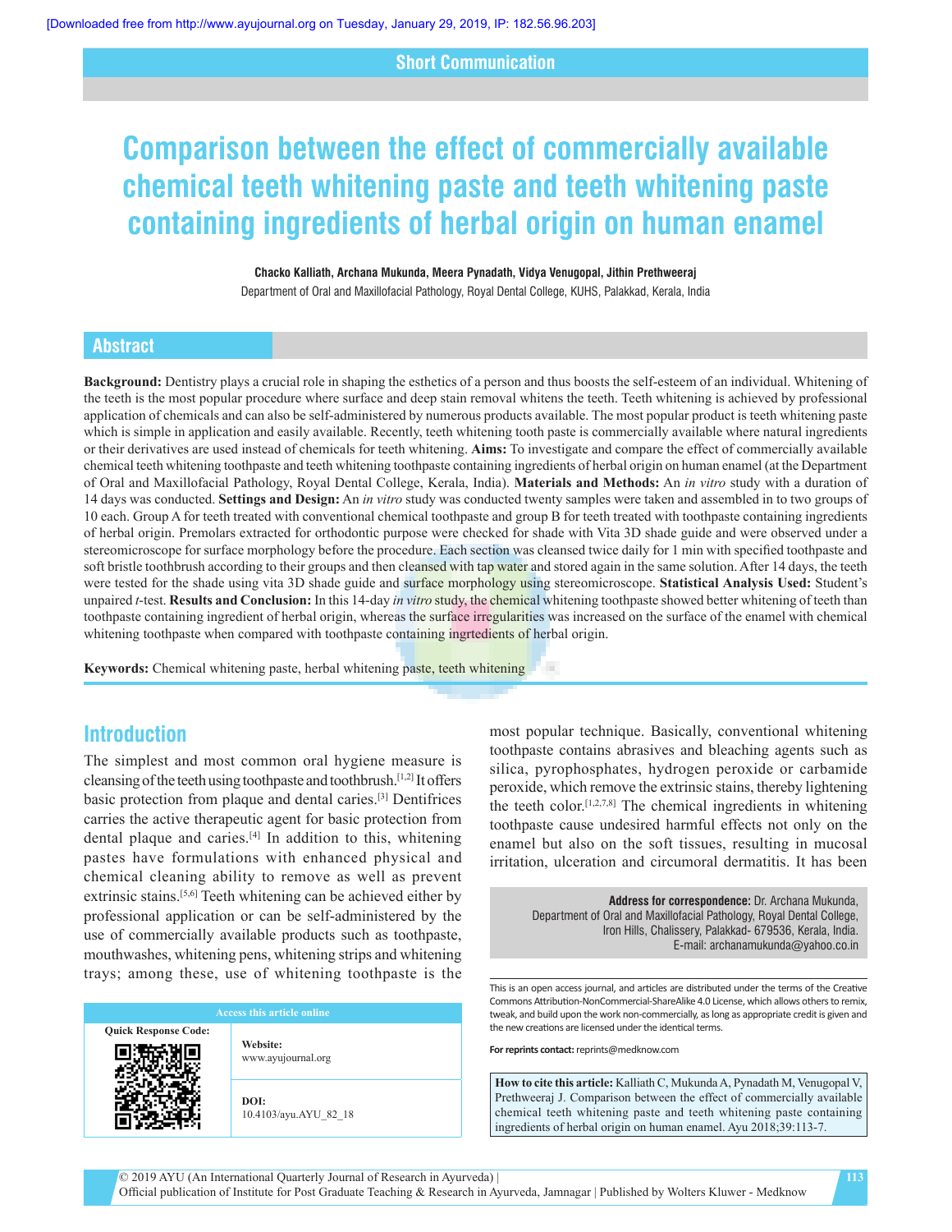Short Communication

# Comparison between the effect of commercially available chemical teeth whitening paste and teeth whitening paste containing ingredients of herbal origin on human enamel

**Chacko Kalliath, Archana Mukunda, Meera Pynadath, Vidya Venugopal, Jithin Prethweeraj**

Department of Oral and Maxillofacial Pathology, Royal Dental College, KUHS, Palakkad, Kerala, India

## Abstract

**Background:** Dentistry plays a crucial role in shaping the esthetics of a person and thus boosts the self-esteem of an individual. Whitening of the teeth is the most popular procedure where surface and deep stain removal whitens the teeth. Teeth whitening is achieved by professional application of chemicals and can also be self-administered by numerous products available. The most popular product is teeth whitening paste which is simple in application and easily available. Recently, teeth whitening tooth paste is commercially available where natural ingredients or their derivatives are used instead of chemicals for teeth whitening. **Aims:** To investigate and compare the effect of commercially available chemical teeth whitening toothpaste and teeth whitening toothpaste containing ingredients of herbal origin on human enamel (at the Department of Oral and Maxillofacial Pathology, Royal Dental College, Kerala, India). **Materials and Methods:** An *in vitro* study with a duration of 14 days was conducted. **Settings and Design:** An *in vitro* study was conducted twenty samples were taken and assembled in to two groups of 10 each. Group A for teeth treated with conventional chemical toothpaste and group B for teeth treated with toothpaste containing ingredients of herbal origin. Premolars extracted for orthodontic purpose were checked for shade with Vita 3D shade guide and were observed under a stereomicroscope for surface morphology before the procedure. Each section was cleansed twice daily for 1 min with specified toothpaste and soft bristle toothbrush according to their groups and then cleansed with tap water and stored again in the same solution. After 14 days, the teeth were tested for the shade using vita 3D shade guide and surface morphology using stereomicroscope. **Statistical Analysis Used:** Student's unpaired *t*-test. **Results and Conclusion:** In this 14-day *in vitro* study, the chemical whitening toothpaste showed better whitening of teeth than toothpaste containing ingredient of herbal origin, whereas the surface irregularities was increased on the surface of the enamel with chemical whitening toothpaste when compared with toothpaste containing ingrtedients of herbal origin.

**Keywords:** Chemical whitening paste, herbal whitening paste, teeth whitening

## Introduction

The simplest and most common oral hygiene measure is cleansing of the teeth using toothpaste and toothbrush.[1,2] It offers basic protection from plaque and dental caries.[3] Dentifrices carries the active therapeutic agent for basic protection from dental plaque and caries.[4] In addition to this, whitening pastes have formulations with enhanced physical and chemical cleaning ability to remove as well as prevent extrinsic stains.[5,6] Teeth whitening can be achieved either by professional application or can be self-administered by the use of commercially available products such as toothpaste, mouthwashes, whitening pens, whitening strips and whitening trays; among these, use of whitening toothpaste is the most popular technique. Basically, conventional whitening toothpaste contains abrasives and bleaching agents such as silica, pyrophosphates, hydrogen peroxide or carbamide peroxide, which remove the extrinsic stains, thereby lightening the teeth color.[1,2,7,8] The chemical ingredients in whitening toothpaste cause undesired harmful effects not only on the enamel but also on the soft tissues, resulting in mucosal irritation, ulceration and circumoral dermatitis. It has been

**Address for correspondence:** Dr. Archana Mukunda, Department of Oral and Maxillofacial Pathology, Royal Dental College, Iron Hills, Chalissery, Palakkad- 679536, Kerala, India. E-mail: archanamukunda@yahoo.co.in

| Access this article online | |
|---|---|
| Quick Response Code: | **Website:** www.ayujournal.org |
| | **DOI:** 10.4103/ayu.AYU_82_18 |

This is an open access journal, and articles are distributed under the terms of the Creative Commons Attribution-NonCommercial-ShareAlike 4.0 License, which allows others to remix, tweak, and build upon the work non-commercially, as long as appropriate credit is given and the new creations are licensed under the identical terms.

**For reprints contact:** reprints@medknow.com

**How to cite this article:** Kalliath C, Mukunda A, Pynadath M, Venugopal V, Prethweeraj J. Comparison between the effect of commercially available chemical teeth whitening paste and teeth whitening paste containing ingredients of herbal origin on human enamel. Ayu 2018;39:113-7.

© 2019 AYU (An International Quarterly Journal of Research in Ayurveda) | Official publication of Institute for Post Graduate Teaching & Research in Ayurveda, Jamnagar | Published by Wolters Kluwer - Medknow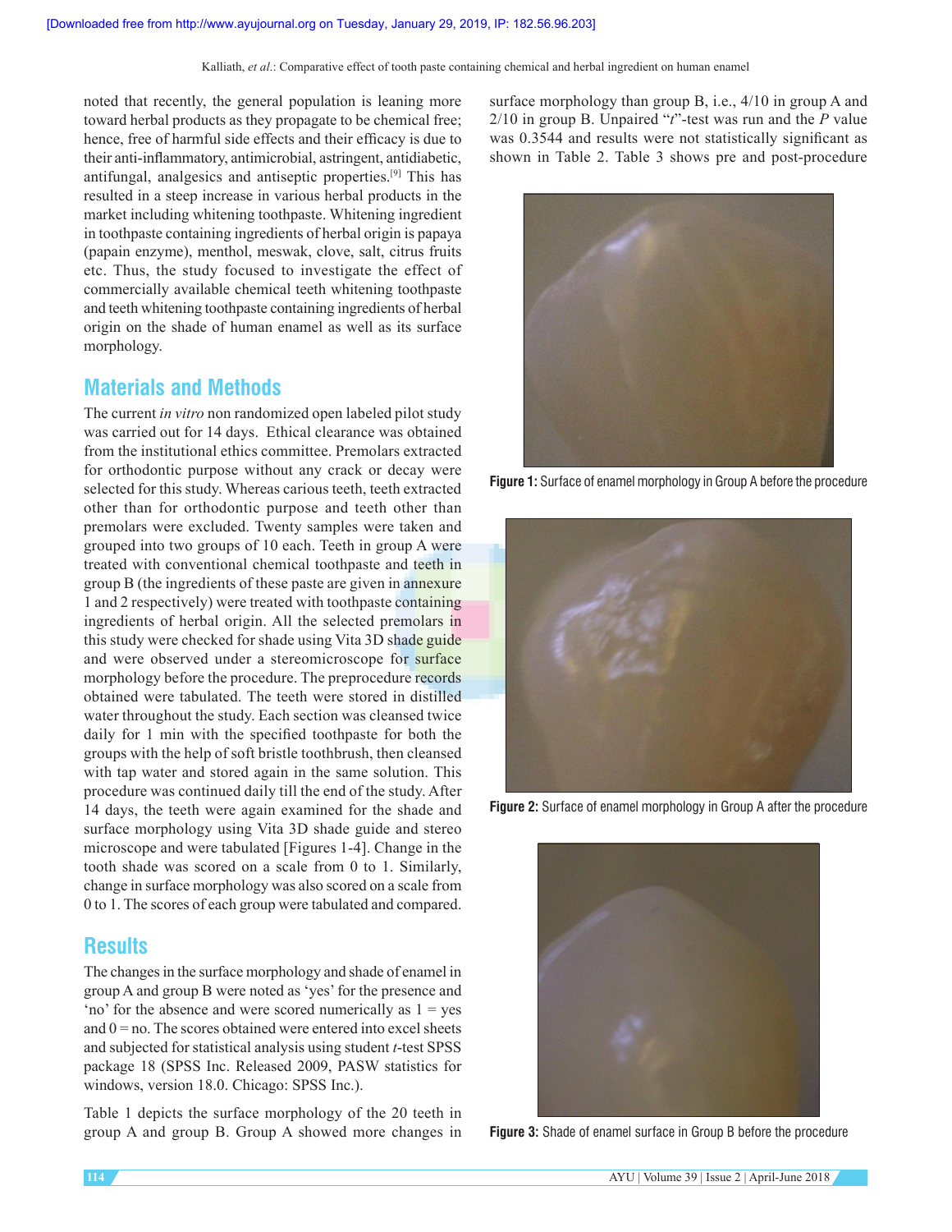noted that recently, the general population is leaning more toward herbal products as they propagate to be chemical free; hence, free of harmful side effects and their efficacy is due to their anti-inflammatory, antimicrobial, astringent, antidiabetic, antifungal, analgesics and antiseptic properties.[9] This has resulted in a steep increase in various herbal products in the market including whitening toothpaste. Whitening ingredient in toothpaste containing ingredients of herbal origin is papaya (papain enzyme), menthol, meswak, clove, salt, citrus fruits etc. Thus, the study focused to investigate the effect of commercially available chemical teeth whitening toothpaste and teeth whitening toothpaste containing ingredients of herbal origin on the shade of human enamel as well as its surface morphology.

## Materials and Methods

The current *in vitro* non randomized open labeled pilot study was carried out for 14 days. Ethical clearance was obtained from the institutional ethics committee. Premolars extracted for orthodontic purpose without any crack or decay were selected for this study. Whereas carious teeth, teeth extracted other than for orthodontic purpose and teeth other than premolars were excluded. Twenty samples were taken and grouped into two groups of 10 each. Teeth in group A were treated with conventional chemical toothpaste and teeth in group B (the ingredients of these paste are given in annexure 1 and 2 respectively) were treated with toothpaste containing ingredients of herbal origin. All the selected premolars in this study were checked for shade using Vita 3D shade guide and were observed under a stereomicroscope for surface morphology before the procedure. The preprocedure records obtained were tabulated. The teeth were stored in distilled water throughout the study. Each section was cleansed twice daily for 1 min with the specified toothpaste for both the groups with the help of soft bristle toothbrush, then cleansed with tap water and stored again in the same solution. This procedure was continued daily till the end of the study. After 14 days, the teeth were again examined for the shade and surface morphology using Vita 3D shade guide and stereo microscope and were tabulated [Figures 1-4]. Change in the tooth shade was scored on a scale from 0 to 1. Similarly, change in surface morphology was also scored on a scale from 0 to 1. The scores of each group were tabulated and compared.

## Results

The changes in the surface morphology and shade of enamel in group A and group B were noted as 'yes' for the presence and 'no' for the absence and were scored numerically as 1 = yes and 0 = no. The scores obtained were entered into excel sheets and subjected for statistical analysis using student *t*-test SPSS package 18 (SPSS Inc. Released 2009, PASW statistics for windows, version 18.0. Chicago: SPSS Inc.).

Table 1 depicts the surface morphology of the 20 teeth in group A and group B. Group A showed more changes in surface morphology than group B, i.e., 4/10 in group A and 2/10 in group B. Unpaired "*t*"-test was run and the *P* value was 0.3544 and results were not statistically significant as shown in Table 2. Table 3 shows pre and post-procedure

**Figure 1:** Surface of enamel morphology in Group A before the procedure

**Figure 2:** Surface of enamel morphology in Group A after the procedure

**Figure 3:** Shade of enamel surface in Group B before the procedure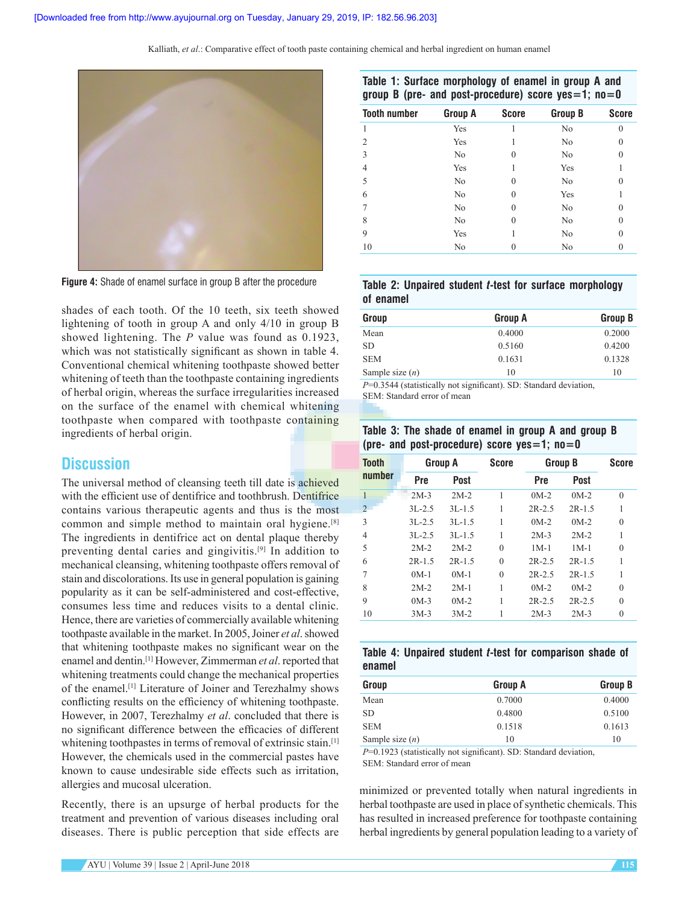Figure 4: Shade of enamel surface in group B after the procedure

shades of each tooth. Of the 10 teeth, six teeth showed lightening of tooth in group A and only 4/10 in group B showed lightening. The *P* value was found as 0.1923, which was not statistically significant as shown in table 4. Conventional chemical whitening toothpaste showed better whitening of teeth than the toothpaste containing ingredients of herbal origin, whereas the surface irregularities increased on the surface of the enamel with chemical whitening toothpaste when compared with toothpaste containing ingredients of herbal origin.

## Discussion

The universal method of cleansing teeth till date is achieved with the efficient use of dentifrice and toothbrush. Dentifrice contains various therapeutic agents and thus is the most common and simple method to maintain oral hygiene.[8] The ingredients in dentifrice act on dental plaque thereby preventing dental caries and gingivitis.[9] In addition to mechanical cleansing, whitening toothpaste offers removal of stain and discolorations. Its use in general population is gaining popularity as it can be self-administered and cost-effective, consumes less time and reduces visits to a dental clinic. Hence, there are varieties of commercially available whitening toothpaste available in the market. In 2005, Joiner *et al*. showed that whitening toothpaste makes no significant wear on the enamel and dentin.[1] However, Zimmerman *et al*. reported that whitening treatments could change the mechanical properties of the enamel.[1] Literature of Joiner and Terezhalmy shows conflicting results on the efficiency of whitening toothpaste. However, in 2007, Terezhalmy *et al*. concluded that there is no significant difference between the efficacies of different whitening toothpastes in terms of removal of extrinsic stain.[1] However, the chemicals used in the commercial pastes have known to cause undesirable side effects such as irritation, allergies and mucosal ulceration.

Recently, there is an upsurge of herbal products for the treatment and prevention of various diseases including oral diseases. There is public perception that side effects are minimized or prevented totally when natural ingredients in herbal toothpaste are used in place of synthetic chemicals. This has resulted in increased preference for toothpaste containing herbal ingredients by general population leading to a variety of

**Table 1: Surface morphology of enamel in group A and group B (pre- and post-procedure) score yes=1; no=0**

| Tooth number | Group A | Score | Group B | Score |
|---|---|---|---|---|
| 1 | Yes | 1 | No | 0 |
| 2 | Yes | 1 | No | 0 |
| 3 | No | 0 | No | 0 |
| 4 | Yes | 1 | Yes | 1 |
| 5 | No | 0 | No | 0 |
| 6 | No | 0 | Yes | 1 |
| 7 | No | 0 | No | 0 |
| 8 | No | 0 | No | 0 |
| 9 | Yes | 1 | No | 0 |
| 10 | No | 0 | No | 0 |

**Table 2: Unpaired student *t*-test for surface morphology of enamel**

| Group | Group A | Group B |
|---|---|---|
| Mean | 0.4000 | 0.2000 |
| SD | 0.5160 | 0.4200 |
| SEM | 0.1631 | 0.1328 |
| Sample size (*n*) | 10 | 10 |

*P*=0.3544 (statistically not significant). SD: Standard deviation, SEM: Standard error of mean

**Table 3: The shade of enamel in group A and group B (pre- and post-procedure) score yes=1; no=0**

| Tooth number | Group A | | Score | Group B | | Score |
|---|---|---|---|---|---|---|
| | Pre | Post | | Pre | Post | |
| 1 | 2M-3 | 2M-2 | 1 | 0M-2 | 0M-2 | 0 |
| 2 | 3L-2.5 | 3L-1.5 | 1 | 2R-2.5 | 2R-1.5 | 1 |
| 3 | 3L-2.5 | 3L-1.5 | 1 | 0M-2 | 0M-2 | 0 |
| 4 | 3L-2.5 | 3L-1.5 | 1 | 2M-3 | 2M-2 | 1 |
| 5 | 2M-2 | 2M-2 | 0 | 1M-1 | 1M-1 | 0 |
| 6 | 2R-1.5 | 2R-1.5 | 0 | 2R-2.5 | 2R-1.5 | 1 |
| 7 | 0M-1 | 0M-1 | 0 | 2R-2.5 | 2R-1.5 | 1 |
| 8 | 2M-2 | 2M-1 | 1 | 0M-2 | 0M-2 | 0 |
| 9 | 0M-3 | 0M-2 | 1 | 2R-2.5 | 2R-2.5 | 0 |
| 10 | 3M-3 | 3M-2 | 1 | 2M-3 | 2M-3 | 0 |

**Table 4: Unpaired student *t*-test for comparison shade of enamel**

| Group | Group A | Group B |
|---|---|---|
| Mean | 0.7000 | 0.4000 |
| SD | 0.4800 | 0.5100 |
| SEM | 0.1518 | 0.1613 |
| Sample size (*n*) | 10 | 10 |

*P*=0.1923 (statistically not significant). SD: Standard deviation, SEM: Standard error of mean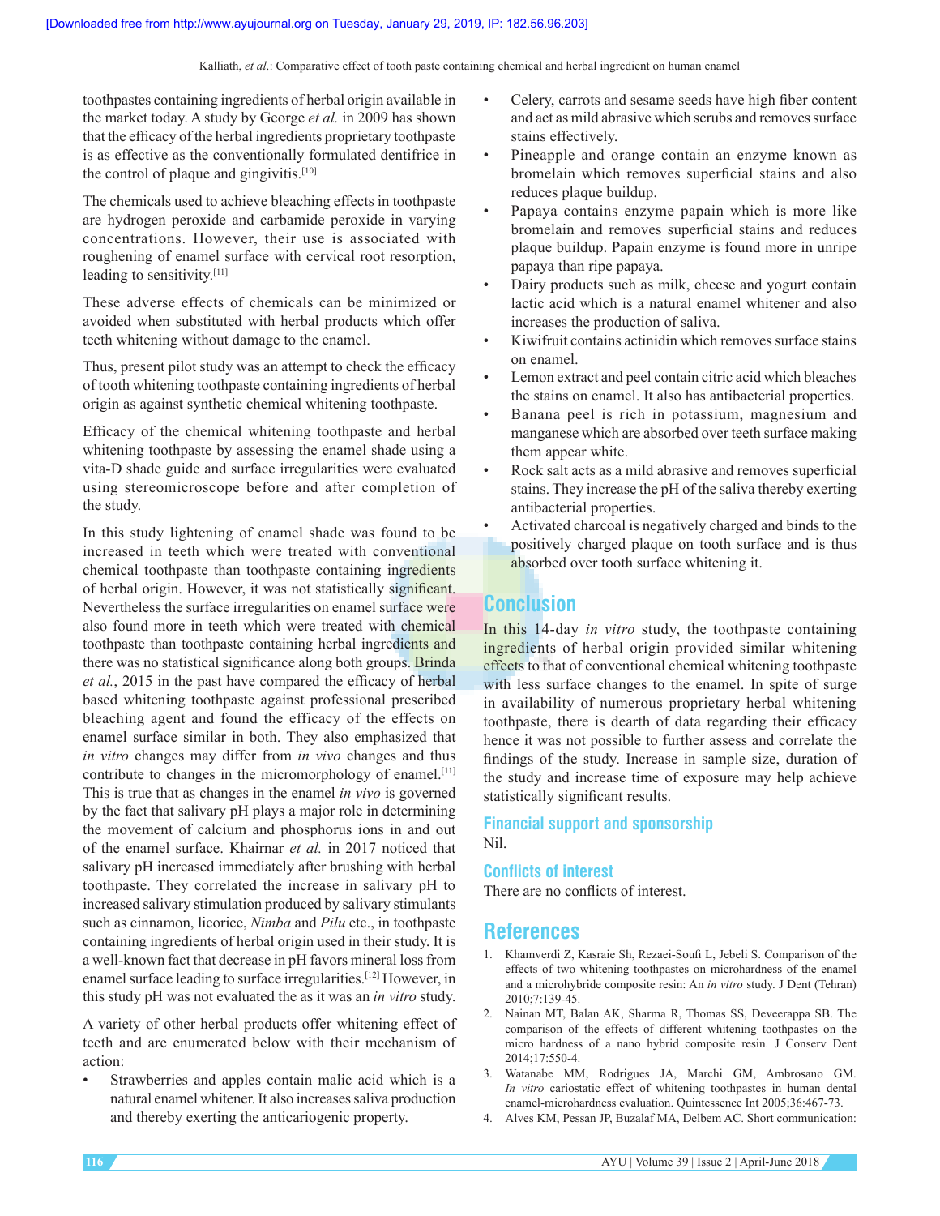toothpastes containing ingredients of herbal origin available in the market today. A study by George *et al.* in 2009 has shown that the efficacy of the herbal ingredients proprietary toothpaste is as effective as the conventionally formulated dentifrice in the control of plaque and gingivitis.[10]

The chemicals used to achieve bleaching effects in toothpaste are hydrogen peroxide and carbamide peroxide in varying concentrations. However, their use is associated with roughening of enamel surface with cervical root resorption, leading to sensitivity.[11]

These adverse effects of chemicals can be minimized or avoided when substituted with herbal products which offer teeth whitening without damage to the enamel.

Thus, present pilot study was an attempt to check the efficacy of tooth whitening toothpaste containing ingredients of herbal origin as against synthetic chemical whitening toothpaste.

Efficacy of the chemical whitening toothpaste and herbal whitening toothpaste by assessing the enamel shade using a vita-D shade guide and surface irregularities were evaluated using stereomicroscope before and after completion of the study.

In this study lightening of enamel shade was found to be increased in teeth which were treated with conventional chemical toothpaste than toothpaste containing ingredients of herbal origin. However, it was not statistically significant. Nevertheless the surface irregularities on enamel surface were also found more in teeth which were treated with chemical toothpaste than toothpaste containing herbal ingredients and there was no statistical significance along both groups. Brinda *et al.*, 2015 in the past have compared the efficacy of herbal based whitening toothpaste against professional prescribed bleaching agent and found the efficacy of the effects on enamel surface similar in both. They also emphasized that *in vitro* changes may differ from *in vivo* changes and thus contribute to changes in the micromorphology of enamel.[11] This is true that as changes in the enamel *in vivo* is governed by the fact that salivary pH plays a major role in determining the movement of calcium and phosphorus ions in and out of the enamel surface. Khairnar *et al.* in 2017 noticed that salivary pH increased immediately after brushing with herbal toothpaste. They correlated the increase in salivary pH to increased salivary stimulation produced by salivary stimulants such as cinnamon, licorice, *Nimba* and *Pilu* etc., in toothpaste containing ingredients of herbal origin used in their study. It is a well-known fact that decrease in pH favors mineral loss from enamel surface leading to surface irregularities.[12] However, in this study pH was not evaluated the as it was an *in vitro* study.

A variety of other herbal products offer whitening effect of teeth and are enumerated below with their mechanism of action:

- Strawberries and apples contain malic acid which is a natural enamel whitener. It also increases saliva production and thereby exerting the anticariogenic property.
- Celery, carrots and sesame seeds have high fiber content and act as mild abrasive which scrubs and removes surface stains effectively.
- Pineapple and orange contain an enzyme known as bromelain which removes superficial stains and also reduces plaque buildup.
- Papaya contains enzyme papain which is more like bromelain and removes superficial stains and reduces plaque buildup. Papain enzyme is found more in unripe papaya than ripe papaya.
- Dairy products such as milk, cheese and yogurt contain lactic acid which is a natural enamel whitener and also increases the production of saliva.
- Kiwifruit contains actinidin which removes surface stains on enamel.
- Lemon extract and peel contain citric acid which bleaches the stains on enamel. It also has antibacterial properties.
- Banana peel is rich in potassium, magnesium and manganese which are absorbed over teeth surface making them appear white.
- Rock salt acts as a mild abrasive and removes superficial stains. They increase the pH of the saliva thereby exerting antibacterial properties.
- Activated charcoal is negatively charged and binds to the positively charged plaque on tooth surface and is thus absorbed over tooth surface whitening it.

## Conclusion

In this 14-day *in vitro* study, the toothpaste containing ingredients of herbal origin provided similar whitening effects to that of conventional chemical whitening toothpaste with less surface changes to the enamel. In spite of surge in availability of numerous proprietary herbal whitening toothpaste, there is dearth of data regarding their efficacy hence it was not possible to further assess and correlate the findings of the study. Increase in sample size, duration of the study and increase time of exposure may help achieve statistically significant results.

### Financial support and sponsorship

Nil.

### Conflicts of interest

There are no conflicts of interest.

## References

1. Khamverdi Z, Kasraie Sh, Rezaei-Soufi L, Jebeli S. Comparison of the effects of two whitening toothpastes on microhardness of the enamel and a microhybride composite resin: An *in vitro* study. J Dent (Tehran) 2010;7:139-45.
2. Nainan MT, Balan AK, Sharma R, Thomas SS, Deveerappa SB. The comparison of the effects of different whitening toothpastes on the micro hardness of a nano hybrid composite resin. J Conserv Dent 2014;17:550-4.
3. Watanabe MM, Rodrigues JA, Marchi GM, Ambrosano GM. *In vitro* cariostatic effect of whitening toothpastes in human dental enamel-microhardness evaluation. Quintessence Int 2005;36:467-73.
4. Alves KM, Pessan JP, Buzalaf MA, Delbem AC. Short communication: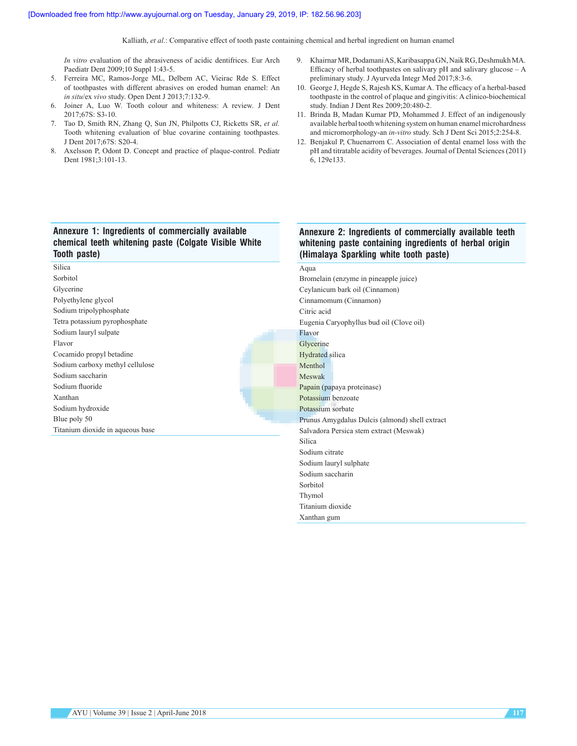*In vitro* evaluation of the abrasiveness of acidic dentifrices. Eur Arch Paediatr Dent 2009;10 Suppl 1:43-5.

5. Ferreira MC, Ramos-Jorge ML, Delbem AC, Vieirac Rde S. Effect of toothpastes with different abrasives on eroded human enamel: An *in situ*/ex *vivo* study. Open Dent J 2013;7:132-9.
6. Joiner A, Luo W. Tooth colour and whiteness: A review. J Dent 2017;67S: S3-10.
7. Tao D, Smith RN, Zhang Q, Sun JN, Philpotts CJ, Ricketts SR, *et al.* Tooth whitening evaluation of blue covarine containing toothpastes. J Dent 2017;67S: S20-4.
8. Axelsson P, Odont D. Concept and practice of plaque-control. Pediatr Dent 1981;3:101-13.
9. Khairnar MR, Dodamani AS, Karibasappa GN, Naik RG, Deshmukh MA. Efficacy of herbal toothpastes on salivary pH and salivary glucose – A preliminary study. J Ayurveda Integr Med 2017;8:3-6.
10. George J, Hegde S, Rajesh KS, Kumar A. The efficacy of a herbal-based toothpaste in the control of plaque and gingivitis: A clinico-biochemical study. Indian J Dent Res 2009;20:480-2.
11. Brinda B, Madan Kumar PD, Mohammed J. Effect of an indigenously available herbal tooth whitening system on human enamel microhardness and micromorphology-an *in-vitro* study. Sch J Dent Sci 2015;2:254-8.
12. Benjakul P, Chuenarrom C. Association of dental enamel loss with the pH and titratable acidity of beverages. Journal of Dental Sciences (2011) 6, 129e133.

| Annexure 1: Ingredients of commercially available chemical teeth whitening paste (Colgate Visible White Tooth paste) |
|---|
| Silica |
| Sorbitol |
| Glycerine |
| Polyethylene glycol |
| Sodium tripolyphosphate |
| Tetra potassium pyrophosphate |
| Sodium lauryl sulpate |
| Flavor |
| Cocamido propyl betadine |
| Sodium carboxy methyl cellulose |
| Sodium saccharin |
| Sodium fluoride |
| Xanthan |
| Sodium hydroxide |
| Blue poly 50 |
| Titanium dioxide in aqueous base |

| Annexure 2: Ingredients of commercially available teeth whitening paste containing ingredients of herbal origin (Himalaya Sparkling white tooth paste) |
|---|
| Aqua |
| Bromelain (enzyme in pineapple juice) |
| Ceylanicum bark oil (Cinnamon) |
| Cinnamomum (Cinnamon) |
| Citric acid |
| Eugenia Caryophyllus bud oil (Clove oil) |
| Flavor |
| Glycerine |
| Hydrated silica |
| Menthol |
| Meswak |
| Papain (papaya proteinase) |
| Potassium benzoate |
| Potassium sorbate |
| Prunus Amygdalus Dulcis (almond) shell extract |
| Salvadora Persica stem extract (Meswak) |
| Silica |
| Sodium citrate |
| Sodium lauryl sulphate |
| Sodium saccharin |
| Sorbitol |
| Thymol |
| Titanium dioxide |
| Xanthan gum |